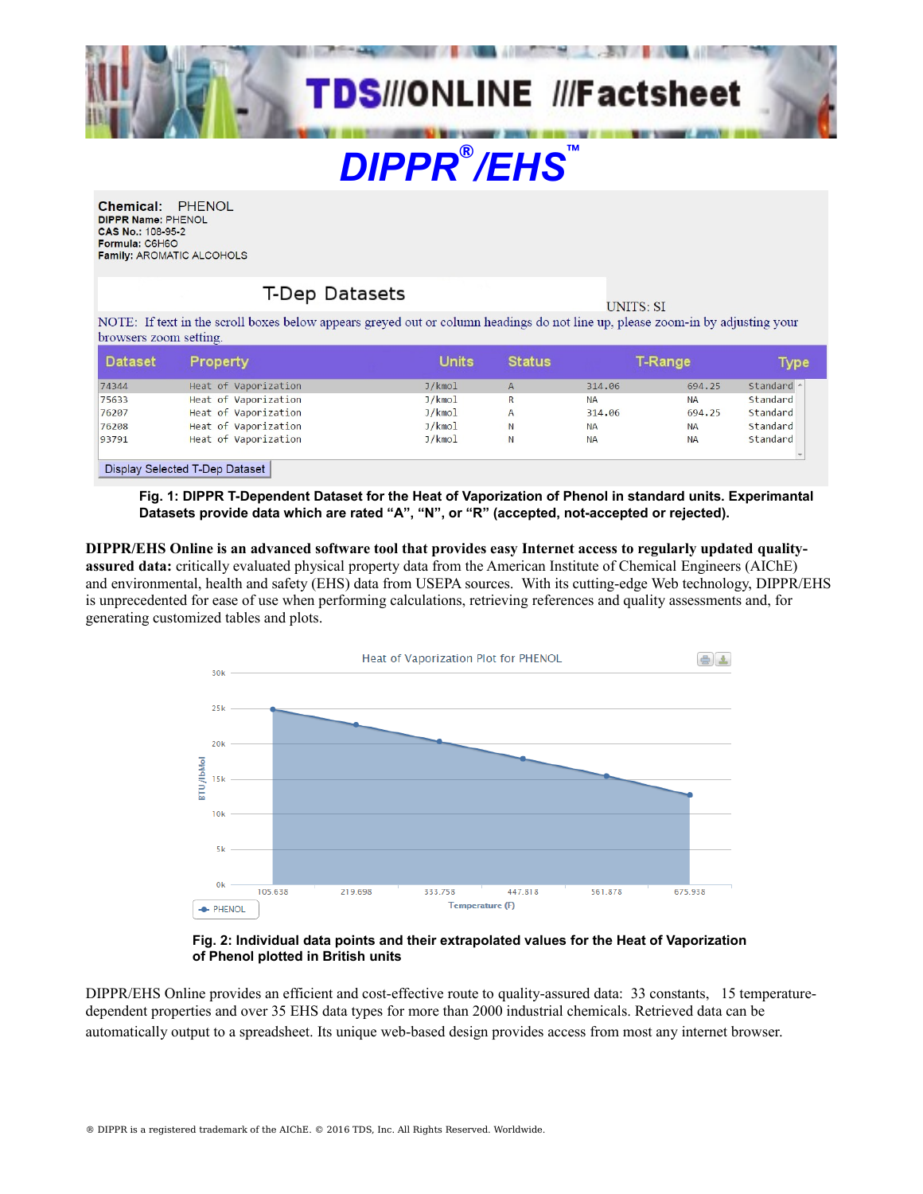# TDS///ONLINE ///Factsheet

# DIPPR®/EHS™

**Chemical:** PHENOL
**DIPPR Name:** PHENOL
**CAS No.:** 108-95-2
**Formula:** C6H6O
**Family:** AROMATIC ALCOHOLS

## T-Dep Datasets

UNITS: SI

NOTE: If text in the scroll boxes below appears greyed out or column headings do not line up, please zoom-in by adjusting your browsers zoom setting.

| Dataset | Property | Units | Status | T-Range | | Type |
|---|---|---|---|---|---|---|
| 74344 | Heat of Vaporization | J/kmol | A | 314.06 | 694.25 | Standard |
| 75633 | Heat of Vaporization | J/kmol | R | NA | NA | Standard |
| 76207 | Heat of Vaporization | J/kmol | A | 314.06 | 694.25 | Standard |
| 76208 | Heat of Vaporization | J/kmol | N | NA | NA | Standard |
| 93791 | Heat of Vaporization | J/kmol | N | NA | NA | Standard |

Display Selected T-Dep Dataset

**Fig. 1: DIPPR T-Dependent Dataset for the Heat of Vaporization of Phenol in standard units. Experimantal Datasets provide data which are rated "A", "N", or "R" (accepted, not-accepted or rejected).**

**DIPPR/EHS Online is an advanced software tool that provides easy Internet access to regularly updated quality-assured data:** critically evaluated physical property data from the American Institute of Chemical Engineers (AIChE) and environmental, health and safety (EHS) data from USEPA sources. With its cutting-edge Web technology, DIPPR/EHS is unprecedented for ease of use when performing calculations, retrieving references and quality assessments and, for generating customized tables and plots.

Heat of Vaporization Plot for PHENOL

(Y-axis: BTU/lbMol, 0k–30k; X-axis: Temperature (F): 105.638, 219.698, 333.758, 447.818, 561.878, 675.938; Legend: PHENOL)

**Fig. 2: Individual data points and their extrapolated values for the Heat of Vaporization of Phenol plotted in British units**

DIPPR/EHS Online provides an efficient and cost-effective route to quality-assured data: 33 constants, 15 temperature-dependent properties and over 35 EHS data types for more than 2000 industrial chemicals. Retrieved data can be automatically output to a spreadsheet. Its unique web-based design provides access from most any internet browser.

® DIPPR is a registered trademark of the AIChE. © 2016 TDS, Inc. All Rights Reserved. Worldwide.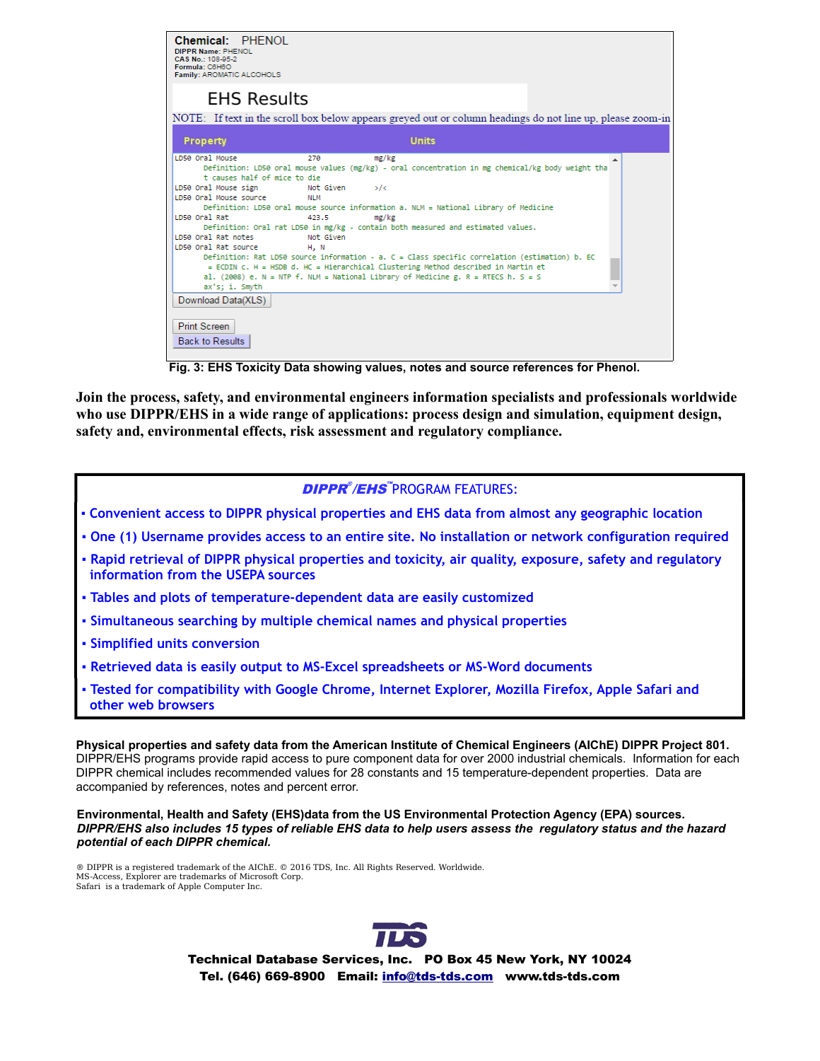**Chemical:** PHENOL
**DIPPR Name:** PHENOL
**CAS No.:** 108-95-2
**Formula:** C6H6O
**Family:** AROMATIC ALCOHOLS

## EHS Results

NOTE: If text in the scroll box below appears greyed out or column headings do not line up, please zoom-in

| Property | | Units |
|---|---|---|
| LD50 Oral Mouse | 270 | mg/kg |
| Definition: LD50 oral mouse values (mg/kg) - oral concentration in mg chemical/kg body weight that causes half of mice to die | | |
| LD50 Oral Mouse sign | Not Given | >/< |
| LD50 Oral Mouse source | NLM | |
| Definition: LD50 oral mouse source information a. NLM = National Library of Medicine | | |
| LD50 Oral Rat | 423.5 | mg/kg |
| Definition: Oral rat LD50 in mg/kg - contain both measured and estimated values. | | |
| LD50 Oral Rat notes | Not Given | |
| LD50 Oral Rat source | H, N | |
| Definition: Rat LD50 source information - a. C = Class specific correlation (estimation) b. EC = ECDIN c. H = HSDB d. HC = Hierarchical Clustering Method described in Martin et al. (2008) e. N = NTP f. NLM = National Library of Medicine g. R = RTECS h. S = Sax's; i. Smyth | | |

Download Data(XLS)

Print Screen

Back to Results

**Fig. 3: EHS Toxicity Data showing values, notes and source references for Phenol.**

**Join the process, safety, and environmental engineers information specialists and professionals worldwide who use DIPPR/EHS in a wide range of applications: process design and simulation, equipment design, safety and, environmental effects, risk assessment and regulatory compliance.**

### DIPPR®/EHS™ PROGRAM FEATURES:

- Convenient access to DIPPR physical properties and EHS data from almost any geographic location
- One (1) Username provides access to an entire site. No installation or network configuration required
- Rapid retrieval of DIPPR physical properties and toxicity, air quality, exposure, safety and regulatory information from the USEPA sources
- Tables and plots of temperature-dependent data are easily customized
- Simultaneous searching by multiple chemical names and physical properties
- Simplified units conversion
- Retrieved data is easily output to MS-Excel spreadsheets or MS-Word documents
- Tested for compatibility with Google Chrome, Internet Explorer, Mozilla Firefox, Apple Safari and other web browsers

**Physical properties and safety data from the American Institute of Chemical Engineers (AIChE) DIPPR Project 801.** DIPPR/EHS programs provide rapid access to pure component data for over 2000 industrial chemicals. Information for each DIPPR chemical includes recommended values for 28 constants and 15 temperature-dependent properties. Data are accompanied by references, notes and percent error.

**Environmental, Health and Safety (EHS)data from the US Environmental Protection Agency (EPA) sources.**
***DIPPR/EHS also includes 15 types of reliable EHS data to help users assess the regulatory status and the hazard potential of each DIPPR chemical.***

® DIPPR is a registered trademark of the AIChE. © 2016 TDS, Inc. All Rights Reserved. Worldwide.
MS-Access, Explorer are trademarks of Microsoft Corp.
Safari is a trademark of Apple Computer Inc.

TDS

**Technical Database Services, Inc. PO Box 45 New York, NY 10024**
**Tel. (646) 669-8900 Email: info@tds-tds.com www.tds-tds.com**